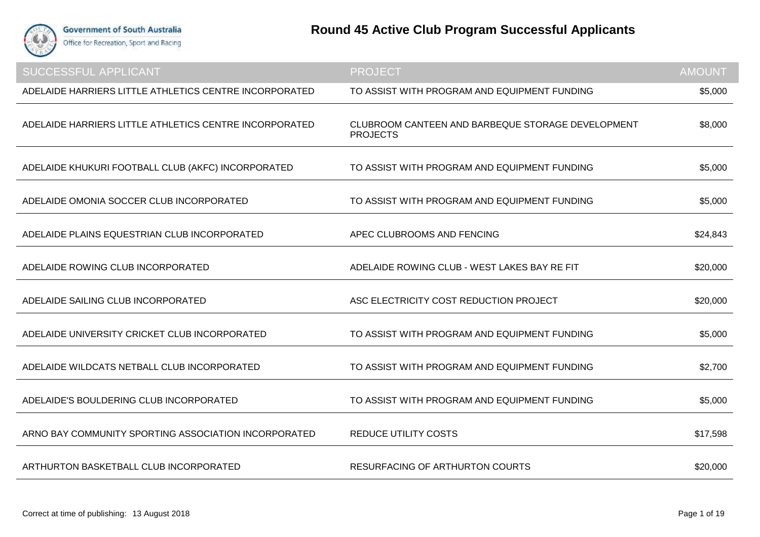# Round 45 Active Club Program Successful Applicants

| SUCCESSFUL APPLICANT | PROJECT | AMOUNT |
| --- | --- | --- |
| ADELAIDE HARRIERS LITTLE ATHLETICS CENTRE INCORPORATED | TO ASSIST WITH PROGRAM AND EQUIPMENT FUNDING | $5,000 |
| ADELAIDE HARRIERS LITTLE ATHLETICS CENTRE INCORPORATED | CLUBROOM CANTEEN AND BARBEQUE STORAGE DEVELOPMENT PROJECTS | $8,000 |
| ADELAIDE KHUKURI FOOTBALL CLUB (AKFC) INCORPORATED | TO ASSIST WITH PROGRAM AND EQUIPMENT FUNDING | $5,000 |
| ADELAIDE OMONIA SOCCER CLUB INCORPORATED | TO ASSIST WITH PROGRAM AND EQUIPMENT FUNDING | $5,000 |
| ADELAIDE PLAINS EQUESTRIAN CLUB INCORPORATED | APEC CLUBROOMS AND FENCING | $24,843 |
| ADELAIDE ROWING CLUB INCORPORATED | ADELAIDE ROWING CLUB - WEST LAKES BAY RE FIT | $20,000 |
| ADELAIDE SAILING CLUB INCORPORATED | ASC ELECTRICITY COST REDUCTION PROJECT | $20,000 |
| ADELAIDE UNIVERSITY CRICKET CLUB INCORPORATED | TO ASSIST WITH PROGRAM AND EQUIPMENT FUNDING | $5,000 |
| ADELAIDE WILDCATS NETBALL CLUB INCORPORATED | TO ASSIST WITH PROGRAM AND EQUIPMENT FUNDING | $2,700 |
| ADELAIDE'S BOULDERING CLUB INCORPORATED | TO ASSIST WITH PROGRAM AND EQUIPMENT FUNDING | $5,000 |
| ARNO BAY COMMUNITY SPORTING ASSOCIATION INCORPORATED | REDUCE UTILITY COSTS | $17,598 |
| ARTHURTON BASKETBALL CLUB INCORPORATED | RESURFACING OF ARTHURTON COURTS | $20,000 |

Correct at time of publishing: 13 August 2018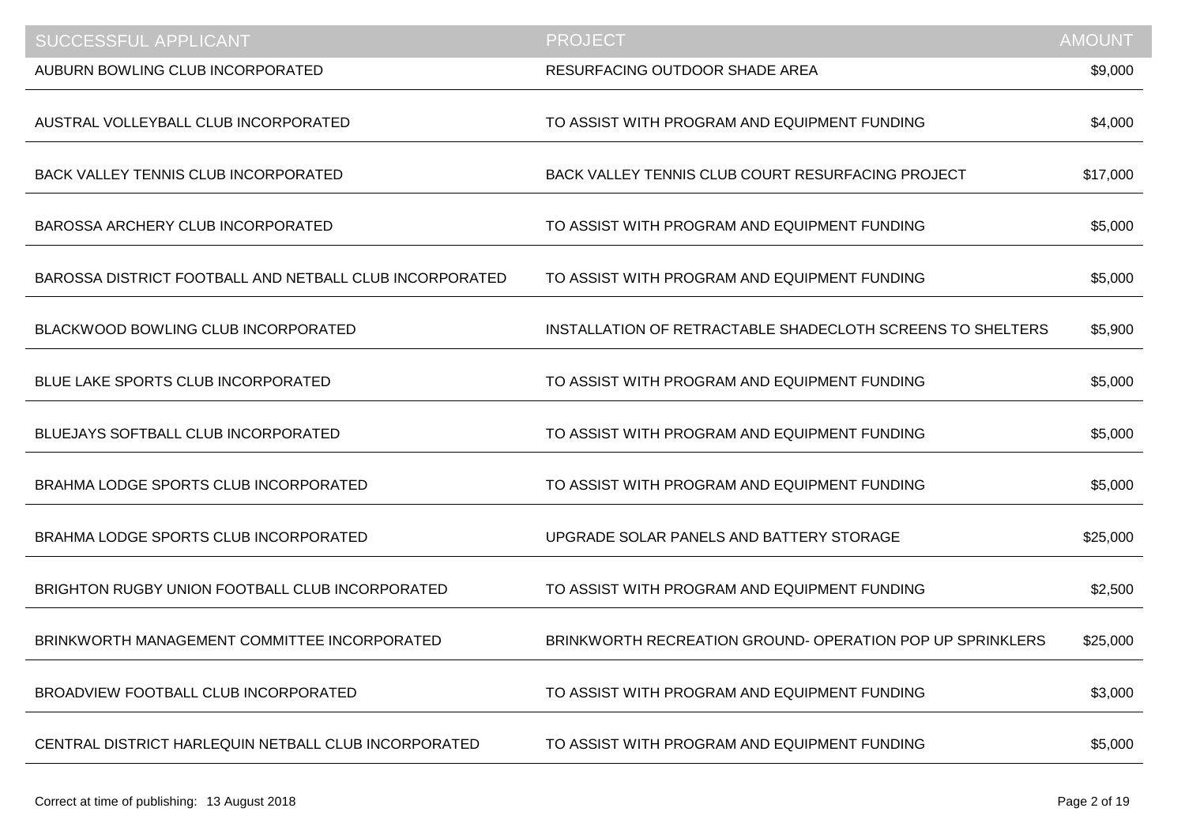| SUCCESSFUL APPLICANT | PROJECT | AMOUNT |
| --- | --- | --- |
| AUBURN BOWLING CLUB INCORPORATED | RESURFACING OUTDOOR SHADE AREA | $9,000 |
| AUSTRAL VOLLEYBALL CLUB INCORPORATED | TO ASSIST WITH PROGRAM AND EQUIPMENT FUNDING | $4,000 |
| BACK VALLEY TENNIS CLUB INCORPORATED | BACK VALLEY TENNIS CLUB COURT RESURFACING PROJECT | $17,000 |
| BAROSSA ARCHERY CLUB INCORPORATED | TO ASSIST WITH PROGRAM AND EQUIPMENT FUNDING | $5,000 |
| BAROSSA DISTRICT FOOTBALL AND NETBALL CLUB INCORPORATED | TO ASSIST WITH PROGRAM AND EQUIPMENT FUNDING | $5,000 |
| BLACKWOOD BOWLING CLUB INCORPORATED | INSTALLATION OF RETRACTABLE SHADECLOTH SCREENS TO SHELTERS | $5,900 |
| BLUE LAKE SPORTS CLUB INCORPORATED | TO ASSIST WITH PROGRAM AND EQUIPMENT FUNDING | $5,000 |
| BLUEJAYS SOFTBALL CLUB INCORPORATED | TO ASSIST WITH PROGRAM AND EQUIPMENT FUNDING | $5,000 |
| BRAHMA LODGE SPORTS CLUB INCORPORATED | TO ASSIST WITH PROGRAM AND EQUIPMENT FUNDING | $5,000 |
| BRAHMA LODGE SPORTS CLUB INCORPORATED | UPGRADE SOLAR PANELS AND BATTERY STORAGE | $25,000 |
| BRIGHTON RUGBY UNION FOOTBALL CLUB INCORPORATED | TO ASSIST WITH PROGRAM AND EQUIPMENT FUNDING | $2,500 |
| BRINKWORTH MANAGEMENT COMMITTEE INCORPORATED | BRINKWORTH RECREATION GROUND- OPERATION POP UP SPRINKLERS | $25,000 |
| BROADVIEW FOOTBALL CLUB INCORPORATED | TO ASSIST WITH PROGRAM AND EQUIPMENT FUNDING | $3,000 |
| CENTRAL DISTRICT HARLEQUIN NETBALL CLUB INCORPORATED | TO ASSIST WITH PROGRAM AND EQUIPMENT FUNDING | $5,000 |

Correct at time of publishing: 13 August 2018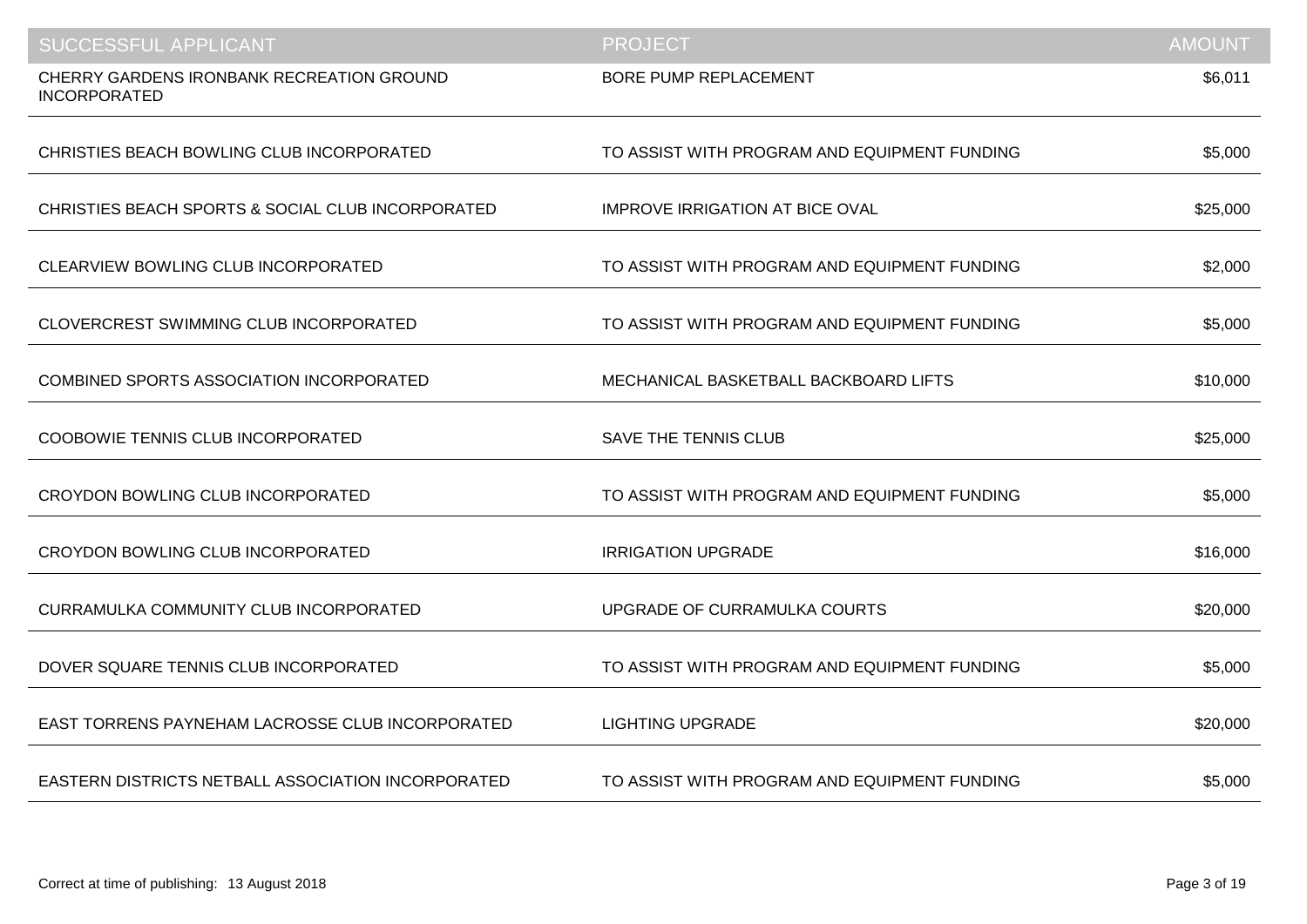| SUCCESSFUL APPLICANT | PROJECT | AMOUNT |
| --- | --- | --- |
| CHERRY GARDENS IRONBANK RECREATION GROUND INCORPORATED | BORE PUMP REPLACEMENT | $6,011 |
| CHRISTIES BEACH BOWLING CLUB INCORPORATED | TO ASSIST WITH PROGRAM AND EQUIPMENT FUNDING | $5,000 |
| CHRISTIES BEACH SPORTS & SOCIAL CLUB INCORPORATED | IMPROVE IRRIGATION AT BICE OVAL | $25,000 |
| CLEARVIEW BOWLING CLUB INCORPORATED | TO ASSIST WITH PROGRAM AND EQUIPMENT FUNDING | $2,000 |
| CLOVERCREST SWIMMING CLUB INCORPORATED | TO ASSIST WITH PROGRAM AND EQUIPMENT FUNDING | $5,000 |
| COMBINED SPORTS ASSOCIATION INCORPORATED | MECHANICAL BASKETBALL BACKBOARD LIFTS | $10,000 |
| COOBOWIE TENNIS CLUB INCORPORATED | SAVE THE TENNIS CLUB | $25,000 |
| CROYDON BOWLING CLUB INCORPORATED | TO ASSIST WITH PROGRAM AND EQUIPMENT FUNDING | $5,000 |
| CROYDON BOWLING CLUB INCORPORATED | IRRIGATION UPGRADE | $16,000 |
| CURRAMULKA COMMUNITY CLUB INCORPORATED | UPGRADE OF CURRAMULKA COURTS | $20,000 |
| DOVER SQUARE TENNIS CLUB INCORPORATED | TO ASSIST WITH PROGRAM AND EQUIPMENT FUNDING | $5,000 |
| EAST TORRENS PAYNEHAM LACROSSE CLUB INCORPORATED | LIGHTING UPGRADE | $20,000 |
| EASTERN DISTRICTS NETBALL ASSOCIATION INCORPORATED | TO ASSIST WITH PROGRAM AND EQUIPMENT FUNDING | $5,000 |

Correct at time of publishing: 13 August 2018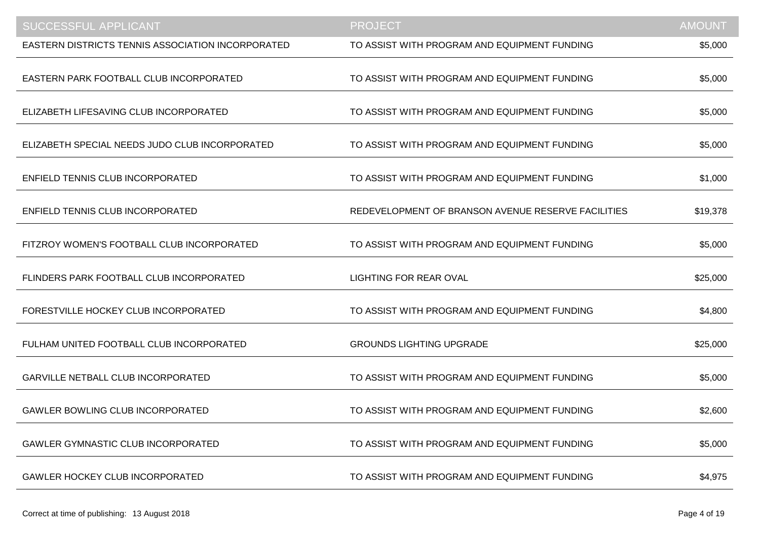| SUCCESSFUL APPLICANT | PROJECT | AMOUNT |
|---|---|---|
| EASTERN DISTRICTS TENNIS ASSOCIATION INCORPORATED | TO ASSIST WITH PROGRAM AND EQUIPMENT FUNDING | $5,000 |
| EASTERN PARK FOOTBALL CLUB INCORPORATED | TO ASSIST WITH PROGRAM AND EQUIPMENT FUNDING | $5,000 |
| ELIZABETH LIFESAVING CLUB INCORPORATED | TO ASSIST WITH PROGRAM AND EQUIPMENT FUNDING | $5,000 |
| ELIZABETH SPECIAL NEEDS JUDO CLUB INCORPORATED | TO ASSIST WITH PROGRAM AND EQUIPMENT FUNDING | $5,000 |
| ENFIELD TENNIS CLUB INCORPORATED | TO ASSIST WITH PROGRAM AND EQUIPMENT FUNDING | $1,000 |
| ENFIELD TENNIS CLUB INCORPORATED | REDEVELOPMENT OF BRANSON AVENUE RESERVE FACILITIES | $19,378 |
| FITZROY WOMEN'S FOOTBALL CLUB INCORPORATED | TO ASSIST WITH PROGRAM AND EQUIPMENT FUNDING | $5,000 |
| FLINDERS PARK FOOTBALL CLUB INCORPORATED | LIGHTING FOR REAR OVAL | $25,000 |
| FORESTVILLE HOCKEY CLUB INCORPORATED | TO ASSIST WITH PROGRAM AND EQUIPMENT FUNDING | $4,800 |
| FULHAM UNITED FOOTBALL CLUB INCORPORATED | GROUNDS LIGHTING UPGRADE | $25,000 |
| GARVILLE NETBALL CLUB INCORPORATED | TO ASSIST WITH PROGRAM AND EQUIPMENT FUNDING | $5,000 |
| GAWLER BOWLING CLUB INCORPORATED | TO ASSIST WITH PROGRAM AND EQUIPMENT FUNDING | $2,600 |
| GAWLER GYMNASTIC CLUB INCORPORATED | TO ASSIST WITH PROGRAM AND EQUIPMENT FUNDING | $5,000 |
| GAWLER HOCKEY CLUB INCORPORATED | TO ASSIST WITH PROGRAM AND EQUIPMENT FUNDING | $4,975 |

Correct at time of publishing: 13 August 2018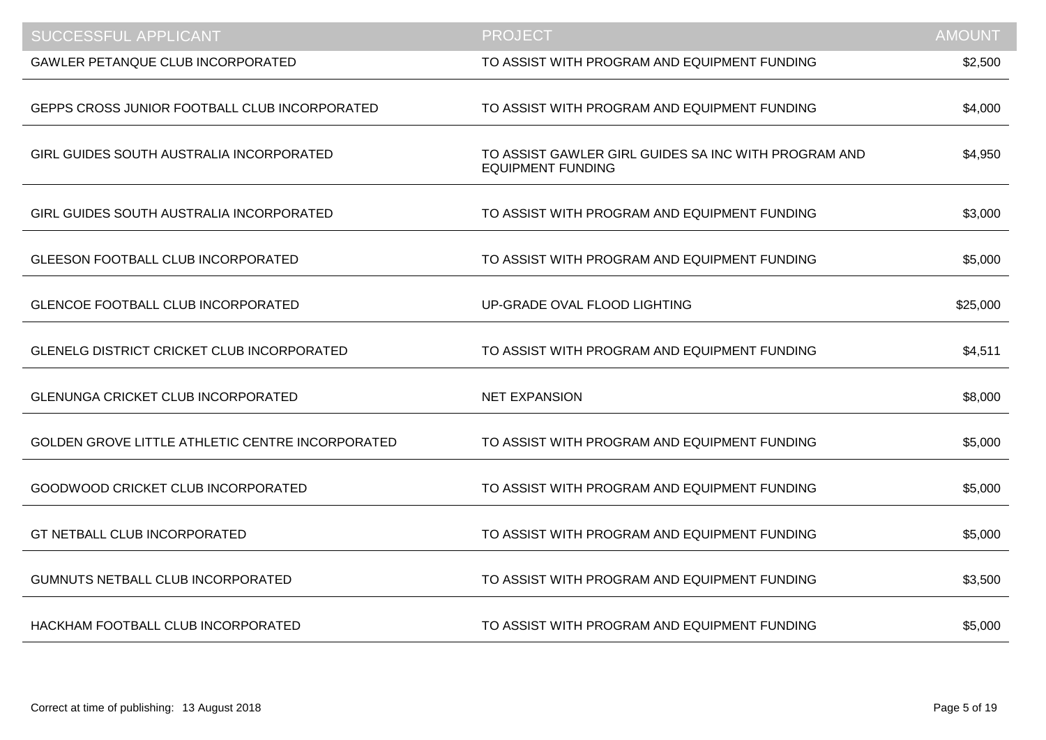| SUCCESSFUL APPLICANT | PROJECT | AMOUNT |
| --- | --- | --- |
| GAWLER PETANQUE CLUB INCORPORATED | TO ASSIST WITH PROGRAM AND EQUIPMENT FUNDING | $2,500 |
| GEPPS CROSS JUNIOR FOOTBALL CLUB INCORPORATED | TO ASSIST WITH PROGRAM AND EQUIPMENT FUNDING | $4,000 |
| GIRL GUIDES SOUTH AUSTRALIA INCORPORATED | TO ASSIST GAWLER GIRL GUIDES SA INC WITH PROGRAM AND EQUIPMENT FUNDING | $4,950 |
| GIRL GUIDES SOUTH AUSTRALIA INCORPORATED | TO ASSIST WITH PROGRAM AND EQUIPMENT FUNDING | $3,000 |
| GLEESON FOOTBALL CLUB INCORPORATED | TO ASSIST WITH PROGRAM AND EQUIPMENT FUNDING | $5,000 |
| GLENCOE FOOTBALL CLUB INCORPORATED | UP-GRADE OVAL FLOOD LIGHTING | $25,000 |
| GLENELG DISTRICT CRICKET CLUB INCORPORATED | TO ASSIST WITH PROGRAM AND EQUIPMENT FUNDING | $4,511 |
| GLENUNGA CRICKET CLUB INCORPORATED | NET EXPANSION | $8,000 |
| GOLDEN GROVE LITTLE ATHLETIC CENTRE INCORPORATED | TO ASSIST WITH PROGRAM AND EQUIPMENT FUNDING | $5,000 |
| GOODWOOD CRICKET CLUB INCORPORATED | TO ASSIST WITH PROGRAM AND EQUIPMENT FUNDING | $5,000 |
| GT NETBALL CLUB INCORPORATED | TO ASSIST WITH PROGRAM AND EQUIPMENT FUNDING | $5,000 |
| GUMNUTS NETBALL CLUB INCORPORATED | TO ASSIST WITH PROGRAM AND EQUIPMENT FUNDING | $3,500 |
| HACKHAM FOOTBALL CLUB INCORPORATED | TO ASSIST WITH PROGRAM AND EQUIPMENT FUNDING | $5,000 |

Correct at time of publishing: 13 August 2018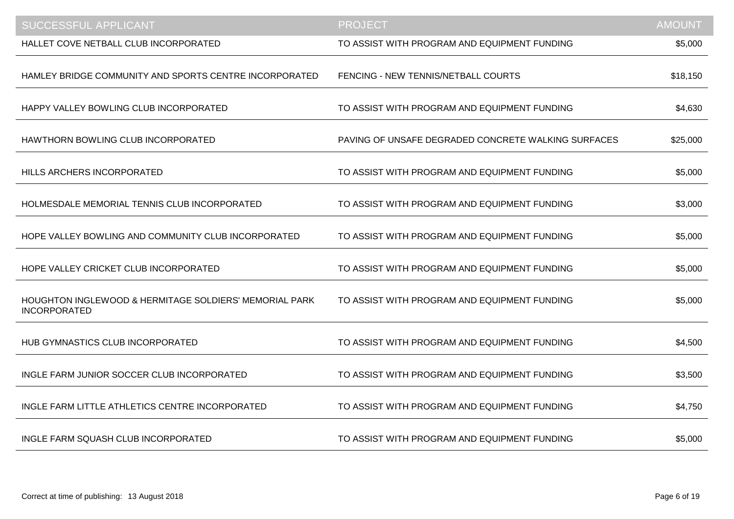| SUCCESSFUL APPLICANT | PROJECT | AMOUNT |
| --- | --- | --- |
| HALLET COVE NETBALL CLUB INCORPORATED | TO ASSIST WITH PROGRAM AND EQUIPMENT FUNDING | $5,000 |
| HAMLEY BRIDGE COMMUNITY AND SPORTS CENTRE INCORPORATED | FENCING - NEW TENNIS/NETBALL COURTS | $18,150 |
| HAPPY VALLEY BOWLING CLUB INCORPORATED | TO ASSIST WITH PROGRAM AND EQUIPMENT FUNDING | $4,630 |
| HAWTHORN BOWLING CLUB INCORPORATED | PAVING OF UNSAFE DEGRADED CONCRETE WALKING SURFACES | $25,000 |
| HILLS ARCHERS INCORPORATED | TO ASSIST WITH PROGRAM AND EQUIPMENT FUNDING | $5,000 |
| HOLMESDALE MEMORIAL TENNIS CLUB INCORPORATED | TO ASSIST WITH PROGRAM AND EQUIPMENT FUNDING | $3,000 |
| HOPE VALLEY BOWLING AND COMMUNITY CLUB INCORPORATED | TO ASSIST WITH PROGRAM AND EQUIPMENT FUNDING | $5,000 |
| HOPE VALLEY CRICKET CLUB INCORPORATED | TO ASSIST WITH PROGRAM AND EQUIPMENT FUNDING | $5,000 |
| HOUGHTON INGLEWOOD & HERMITAGE SOLDIERS' MEMORIAL PARK INCORPORATED | TO ASSIST WITH PROGRAM AND EQUIPMENT FUNDING | $5,000 |
| HUB GYMNASTICS CLUB INCORPORATED | TO ASSIST WITH PROGRAM AND EQUIPMENT FUNDING | $4,500 |
| INGLE FARM JUNIOR SOCCER CLUB INCORPORATED | TO ASSIST WITH PROGRAM AND EQUIPMENT FUNDING | $3,500 |
| INGLE FARM LITTLE ATHLETICS CENTRE INCORPORATED | TO ASSIST WITH PROGRAM AND EQUIPMENT FUNDING | $4,750 |
| INGLE FARM SQUASH CLUB INCORPORATED | TO ASSIST WITH PROGRAM AND EQUIPMENT FUNDING | $5,000 |

Correct at time of publishing: 13 August 2018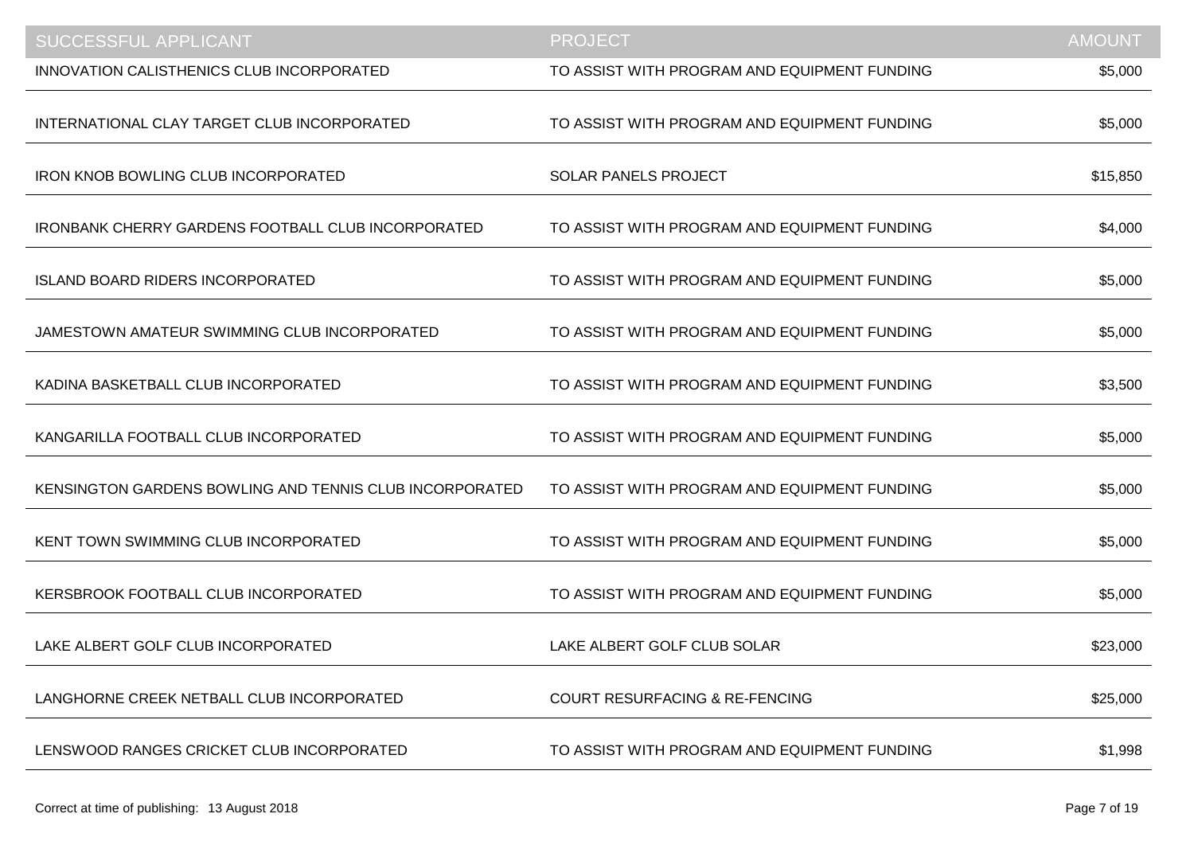| SUCCESSFUL APPLICANT | PROJECT | AMOUNT |
| --- | --- | --- |
| INNOVATION CALISTHENICS CLUB INCORPORATED | TO ASSIST WITH PROGRAM AND EQUIPMENT FUNDING | $5,000 |
| INTERNATIONAL CLAY TARGET CLUB INCORPORATED | TO ASSIST WITH PROGRAM AND EQUIPMENT FUNDING | $5,000 |
| IRON KNOB BOWLING CLUB INCORPORATED | SOLAR PANELS PROJECT | $15,850 |
| IRONBANK CHERRY GARDENS FOOTBALL CLUB INCORPORATED | TO ASSIST WITH PROGRAM AND EQUIPMENT FUNDING | $4,000 |
| ISLAND BOARD RIDERS INCORPORATED | TO ASSIST WITH PROGRAM AND EQUIPMENT FUNDING | $5,000 |
| JAMESTOWN AMATEUR SWIMMING CLUB INCORPORATED | TO ASSIST WITH PROGRAM AND EQUIPMENT FUNDING | $5,000 |
| KADINA BASKETBALL CLUB INCORPORATED | TO ASSIST WITH PROGRAM AND EQUIPMENT FUNDING | $3,500 |
| KANGARILLA FOOTBALL CLUB INCORPORATED | TO ASSIST WITH PROGRAM AND EQUIPMENT FUNDING | $5,000 |
| KENSINGTON GARDENS BOWLING AND TENNIS CLUB INCORPORATED | TO ASSIST WITH PROGRAM AND EQUIPMENT FUNDING | $5,000 |
| KENT TOWN SWIMMING CLUB INCORPORATED | TO ASSIST WITH PROGRAM AND EQUIPMENT FUNDING | $5,000 |
| KERSBROOK FOOTBALL CLUB INCORPORATED | TO ASSIST WITH PROGRAM AND EQUIPMENT FUNDING | $5,000 |
| LAKE ALBERT GOLF CLUB INCORPORATED | LAKE ALBERT GOLF CLUB SOLAR | $23,000 |
| LANGHORNE CREEK NETBALL CLUB INCORPORATED | COURT RESURFACING & RE-FENCING | $25,000 |
| LENSWOOD RANGES CRICKET CLUB INCORPORATED | TO ASSIST WITH PROGRAM AND EQUIPMENT FUNDING | $1,998 |

Correct at time of publishing: 13 August 2018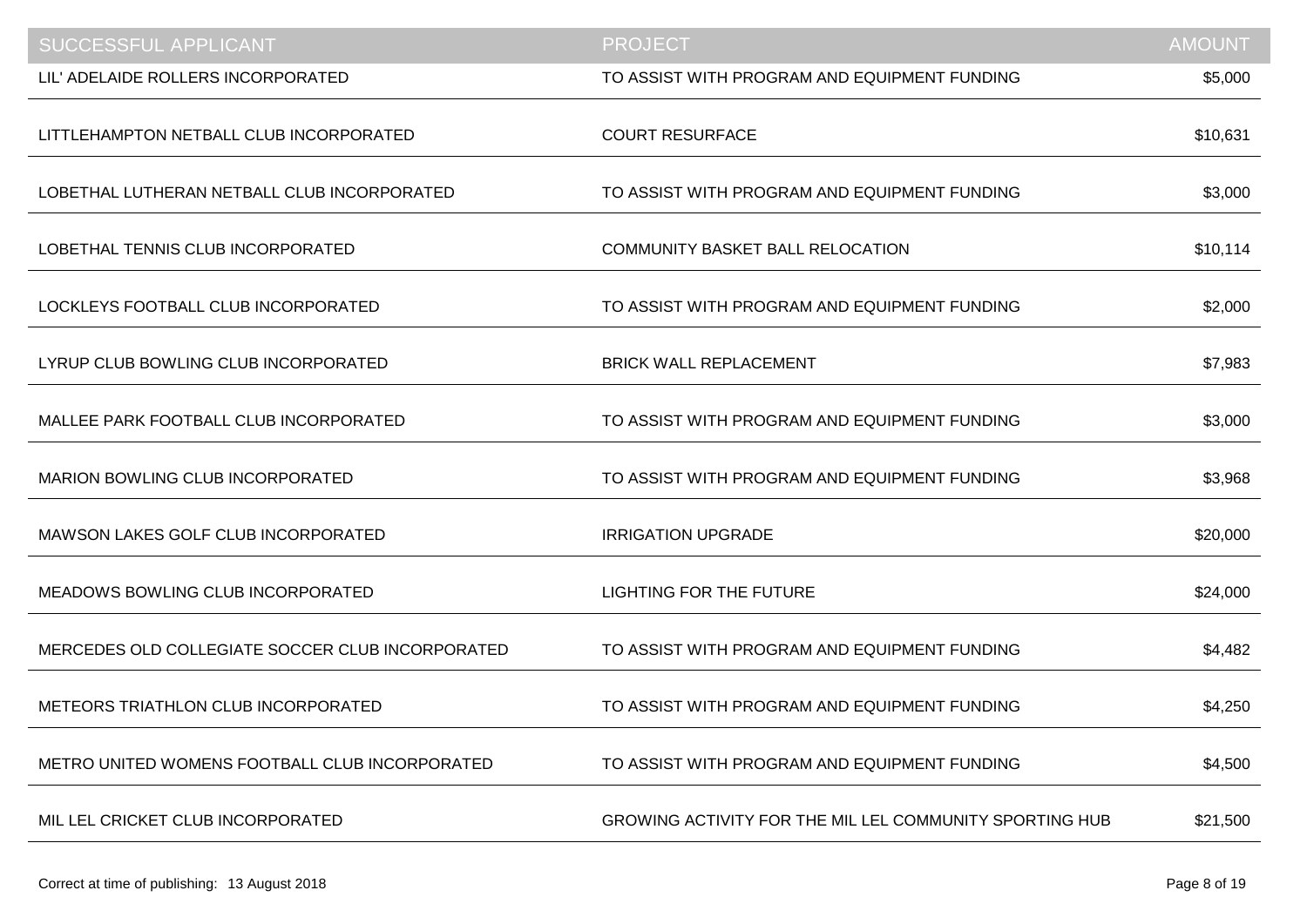| SUCCESSFUL APPLICANT | PROJECT | AMOUNT |
| --- | --- | --- |
| LIL' ADELAIDE ROLLERS INCORPORATED | TO ASSIST WITH PROGRAM AND EQUIPMENT FUNDING | $5,000 |
| LITTLEHAMPTON NETBALL CLUB INCORPORATED | COURT RESURFACE | $10,631 |
| LOBETHAL LUTHERAN NETBALL CLUB INCORPORATED | TO ASSIST WITH PROGRAM AND EQUIPMENT FUNDING | $3,000 |
| LOBETHAL TENNIS CLUB INCORPORATED | COMMUNITY BASKET BALL RELOCATION | $10,114 |
| LOCKLEYS FOOTBALL CLUB INCORPORATED | TO ASSIST WITH PROGRAM AND EQUIPMENT FUNDING | $2,000 |
| LYRUP CLUB BOWLING CLUB INCORPORATED | BRICK WALL REPLACEMENT | $7,983 |
| MALLEE PARK FOOTBALL CLUB INCORPORATED | TO ASSIST WITH PROGRAM AND EQUIPMENT FUNDING | $3,000 |
| MARION BOWLING CLUB INCORPORATED | TO ASSIST WITH PROGRAM AND EQUIPMENT FUNDING | $3,968 |
| MAWSON LAKES GOLF CLUB INCORPORATED | IRRIGATION UPGRADE | $20,000 |
| MEADOWS BOWLING CLUB INCORPORATED | LIGHTING FOR THE FUTURE | $24,000 |
| MERCEDES OLD COLLEGIATE SOCCER CLUB INCORPORATED | TO ASSIST WITH PROGRAM AND EQUIPMENT FUNDING | $4,482 |
| METEORS TRIATHLON CLUB INCORPORATED | TO ASSIST WITH PROGRAM AND EQUIPMENT FUNDING | $4,250 |
| METRO UNITED WOMENS FOOTBALL CLUB INCORPORATED | TO ASSIST WITH PROGRAM AND EQUIPMENT FUNDING | $4,500 |
| MIL LEL CRICKET CLUB INCORPORATED | GROWING ACTIVITY FOR THE MIL LEL COMMUNITY SPORTING HUB | $21,500 |

Correct at time of publishing: 13 August 2018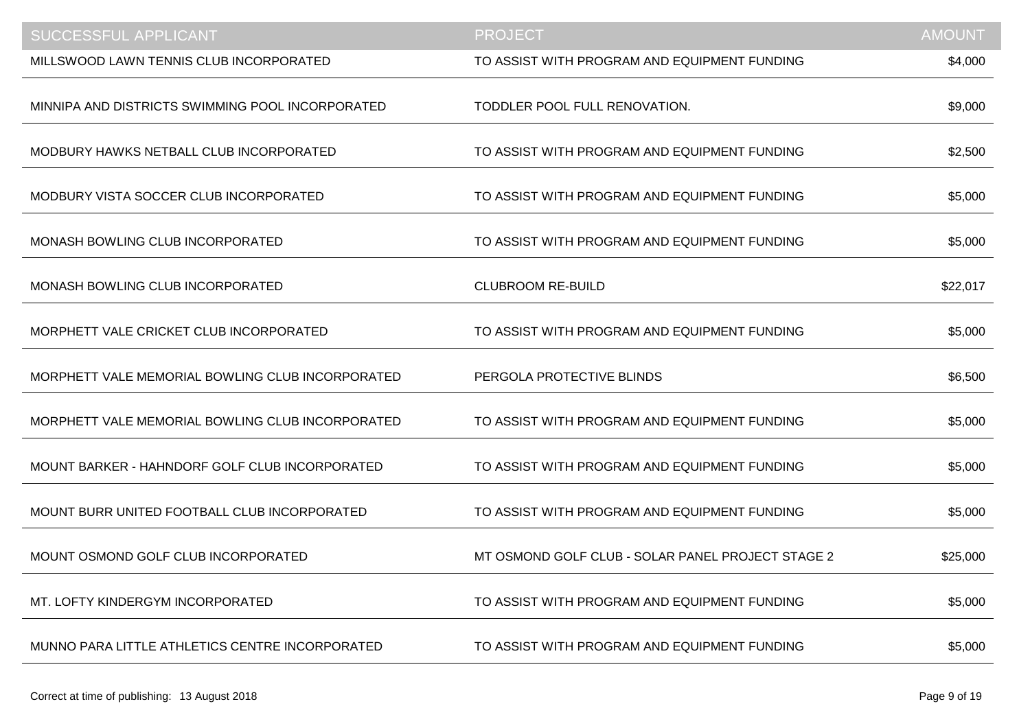| SUCCESSFUL APPLICANT | PROJECT | AMOUNT |
| --- | --- | --- |
| MILLSWOOD LAWN TENNIS CLUB INCORPORATED | TO ASSIST WITH PROGRAM AND EQUIPMENT FUNDING | $4,000 |
| MINNIPA AND DISTRICTS SWIMMING POOL INCORPORATED | TODDLER POOL FULL RENOVATION. | $9,000 |
| MODBURY HAWKS NETBALL CLUB INCORPORATED | TO ASSIST WITH PROGRAM AND EQUIPMENT FUNDING | $2,500 |
| MODBURY VISTA SOCCER CLUB INCORPORATED | TO ASSIST WITH PROGRAM AND EQUIPMENT FUNDING | $5,000 |
| MONASH BOWLING CLUB INCORPORATED | TO ASSIST WITH PROGRAM AND EQUIPMENT FUNDING | $5,000 |
| MONASH BOWLING CLUB INCORPORATED | CLUBROOM RE-BUILD | $22,017 |
| MORPHETT VALE CRICKET CLUB INCORPORATED | TO ASSIST WITH PROGRAM AND EQUIPMENT FUNDING | $5,000 |
| MORPHETT VALE MEMORIAL BOWLING CLUB INCORPORATED | PERGOLA PROTECTIVE BLINDS | $6,500 |
| MORPHETT VALE MEMORIAL BOWLING CLUB INCORPORATED | TO ASSIST WITH PROGRAM AND EQUIPMENT FUNDING | $5,000 |
| MOUNT BARKER - HAHNDORF GOLF CLUB INCORPORATED | TO ASSIST WITH PROGRAM AND EQUIPMENT FUNDING | $5,000 |
| MOUNT BURR UNITED FOOTBALL CLUB INCORPORATED | TO ASSIST WITH PROGRAM AND EQUIPMENT FUNDING | $5,000 |
| MOUNT OSMOND GOLF CLUB INCORPORATED | MT OSMOND GOLF CLUB - SOLAR PANEL PROJECT STAGE 2 | $25,000 |
| MT. LOFTY KINDERGYM INCORPORATED | TO ASSIST WITH PROGRAM AND EQUIPMENT FUNDING | $5,000 |
| MUNNO PARA LITTLE ATHLETICS CENTRE INCORPORATED | TO ASSIST WITH PROGRAM AND EQUIPMENT FUNDING | $5,000 |

Correct at time of publishing: 13 August 2018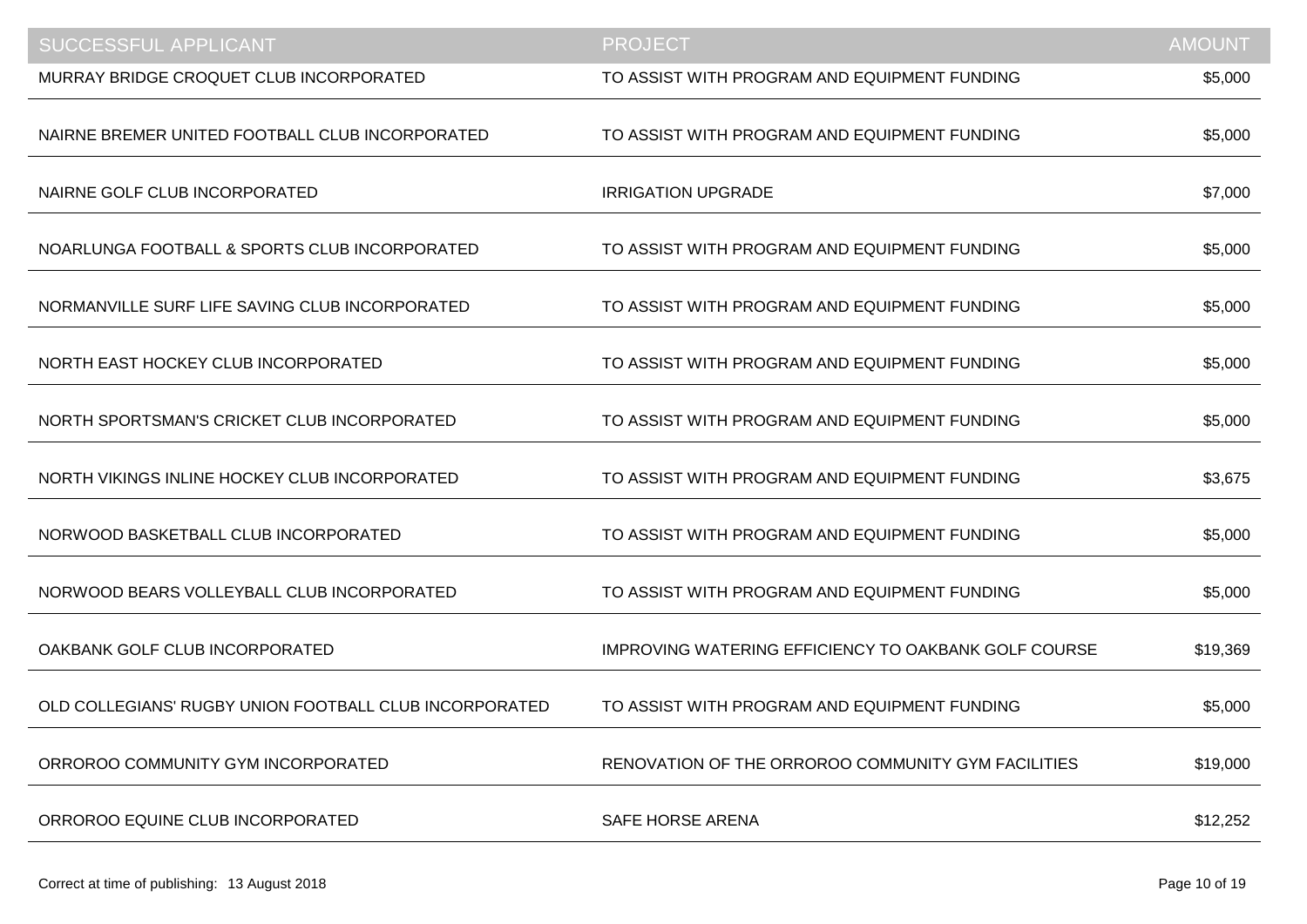| SUCCESSFUL APPLICANT | PROJECT | AMOUNT |
|---|---|---|
| MURRAY BRIDGE CROQUET CLUB INCORPORATED | TO ASSIST WITH PROGRAM AND EQUIPMENT FUNDING | $5,000 |
| NAIRNE BREMER UNITED FOOTBALL CLUB INCORPORATED | TO ASSIST WITH PROGRAM AND EQUIPMENT FUNDING | $5,000 |
| NAIRNE GOLF CLUB INCORPORATED | IRRIGATION UPGRADE | $7,000 |
| NOARLUNGA FOOTBALL & SPORTS CLUB INCORPORATED | TO ASSIST WITH PROGRAM AND EQUIPMENT FUNDING | $5,000 |
| NORMANVILLE SURF LIFE SAVING CLUB INCORPORATED | TO ASSIST WITH PROGRAM AND EQUIPMENT FUNDING | $5,000 |
| NORTH EAST HOCKEY CLUB INCORPORATED | TO ASSIST WITH PROGRAM AND EQUIPMENT FUNDING | $5,000 |
| NORTH SPORTSMAN'S CRICKET CLUB INCORPORATED | TO ASSIST WITH PROGRAM AND EQUIPMENT FUNDING | $5,000 |
| NORTH VIKINGS INLINE HOCKEY CLUB INCORPORATED | TO ASSIST WITH PROGRAM AND EQUIPMENT FUNDING | $3,675 |
| NORWOOD BASKETBALL CLUB INCORPORATED | TO ASSIST WITH PROGRAM AND EQUIPMENT FUNDING | $5,000 |
| NORWOOD BEARS VOLLEYBALL CLUB INCORPORATED | TO ASSIST WITH PROGRAM AND EQUIPMENT FUNDING | $5,000 |
| OAKBANK GOLF CLUB INCORPORATED | IMPROVING WATERING EFFICIENCY TO OAKBANK GOLF COURSE | $19,369 |
| OLD COLLEGIANS' RUGBY UNION FOOTBALL CLUB INCORPORATED | TO ASSIST WITH PROGRAM AND EQUIPMENT FUNDING | $5,000 |
| ORROROO COMMUNITY GYM INCORPORATED | RENOVATION OF THE ORROROO COMMUNITY GYM FACILITIES | $19,000 |
| ORROROO EQUINE CLUB INCORPORATED | SAFE HORSE ARENA | $12,252 |

Correct at time of publishing: 13 August 2018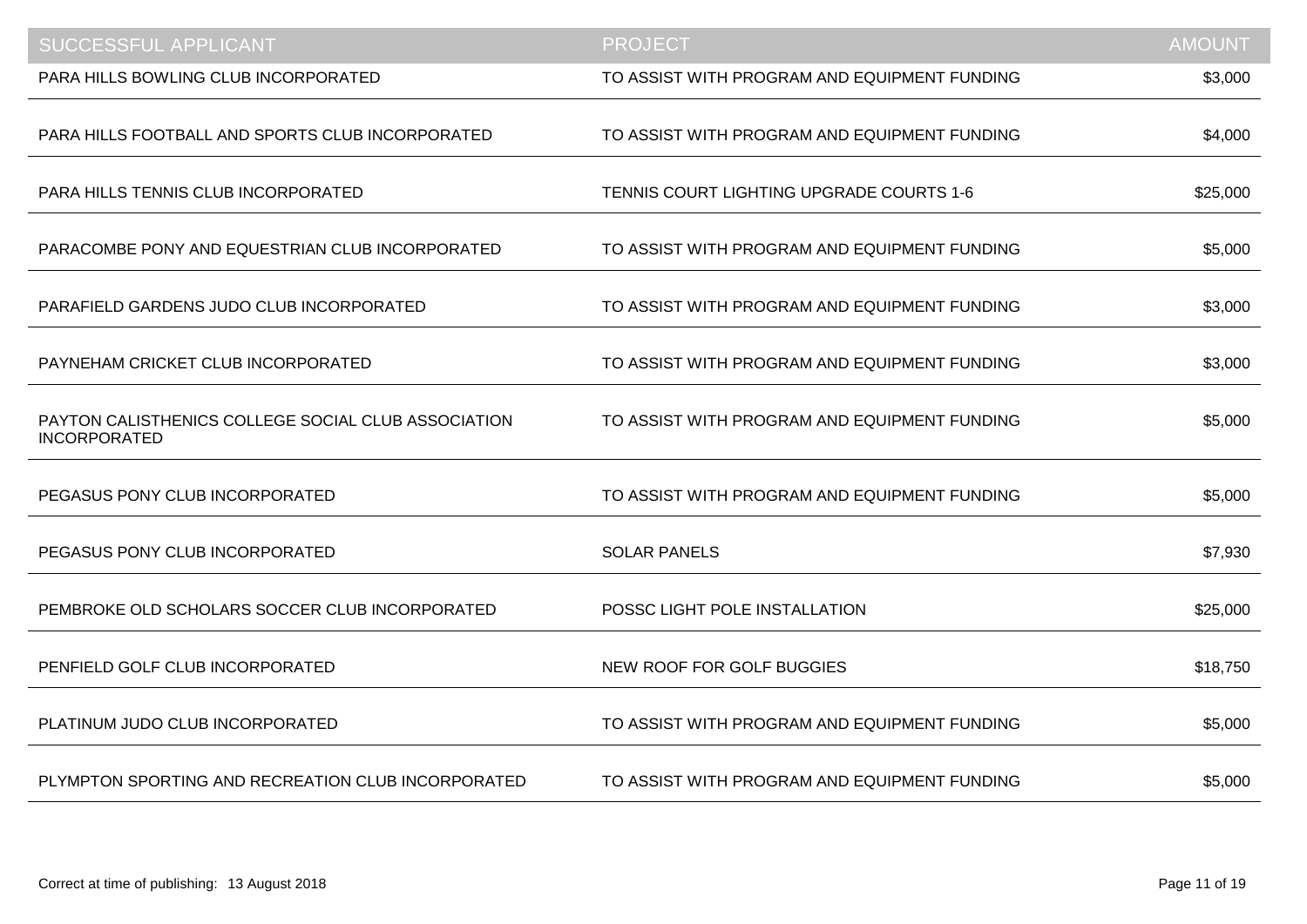| SUCCESSFUL APPLICANT | PROJECT | AMOUNT |
| --- | --- | --- |
| PARA HILLS BOWLING CLUB INCORPORATED | TO ASSIST WITH PROGRAM AND EQUIPMENT FUNDING | $3,000 |
| PARA HILLS FOOTBALL AND SPORTS CLUB INCORPORATED | TO ASSIST WITH PROGRAM AND EQUIPMENT FUNDING | $4,000 |
| PARA HILLS TENNIS CLUB INCORPORATED | TENNIS COURT LIGHTING UPGRADE COURTS 1-6 | $25,000 |
| PARACOMBE PONY AND EQUESTRIAN CLUB INCORPORATED | TO ASSIST WITH PROGRAM AND EQUIPMENT FUNDING | $5,000 |
| PARAFIELD GARDENS JUDO CLUB INCORPORATED | TO ASSIST WITH PROGRAM AND EQUIPMENT FUNDING | $3,000 |
| PAYNEHAM CRICKET CLUB INCORPORATED | TO ASSIST WITH PROGRAM AND EQUIPMENT FUNDING | $3,000 |
| PAYTON CALISTHENICS COLLEGE SOCIAL CLUB ASSOCIATION INCORPORATED | TO ASSIST WITH PROGRAM AND EQUIPMENT FUNDING | $5,000 |
| PEGASUS PONY CLUB INCORPORATED | TO ASSIST WITH PROGRAM AND EQUIPMENT FUNDING | $5,000 |
| PEGASUS PONY CLUB INCORPORATED | SOLAR PANELS | $7,930 |
| PEMBROKE OLD SCHOLARS SOCCER CLUB INCORPORATED | POSSC LIGHT POLE INSTALLATION | $25,000 |
| PENFIELD GOLF CLUB INCORPORATED | NEW ROOF FOR GOLF BUGGIES | $18,750 |
| PLATINUM JUDO CLUB INCORPORATED | TO ASSIST WITH PROGRAM AND EQUIPMENT FUNDING | $5,000 |
| PLYMPTON SPORTING AND RECREATION CLUB INCORPORATED | TO ASSIST WITH PROGRAM AND EQUIPMENT FUNDING | $5,000 |

Correct at time of publishing: 13 August 2018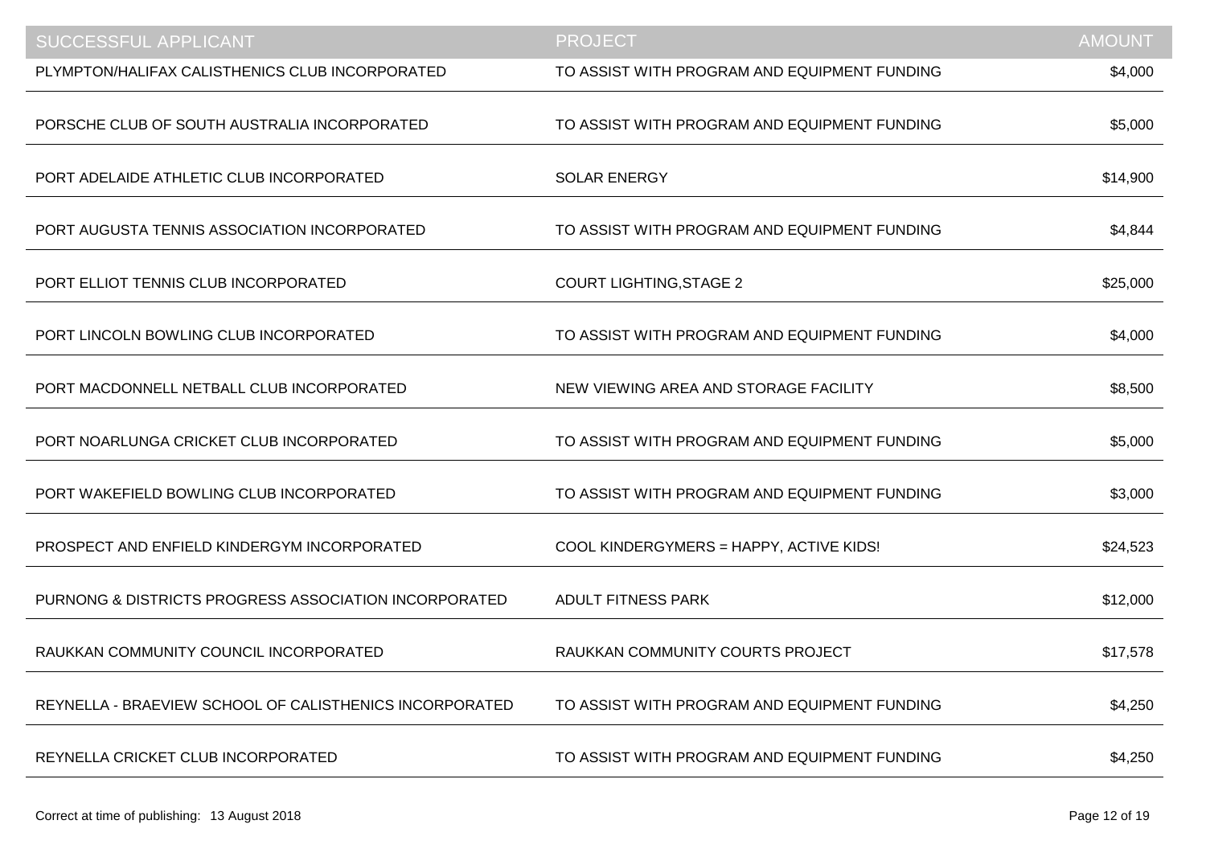| SUCCESSFUL APPLICANT | PROJECT | AMOUNT |
| --- | --- | --- |
| PLYMPTON/HALIFAX CALISTHENICS CLUB INCORPORATED | TO ASSIST WITH PROGRAM AND EQUIPMENT FUNDING | $4,000 |
| PORSCHE CLUB OF SOUTH AUSTRALIA INCORPORATED | TO ASSIST WITH PROGRAM AND EQUIPMENT FUNDING | $5,000 |
| PORT ADELAIDE ATHLETIC CLUB INCORPORATED | SOLAR ENERGY | $14,900 |
| PORT AUGUSTA TENNIS ASSOCIATION INCORPORATED | TO ASSIST WITH PROGRAM AND EQUIPMENT FUNDING | $4,844 |
| PORT ELLIOT TENNIS CLUB INCORPORATED | COURT LIGHTING,STAGE 2 | $25,000 |
| PORT LINCOLN BOWLING CLUB INCORPORATED | TO ASSIST WITH PROGRAM AND EQUIPMENT FUNDING | $4,000 |
| PORT MACDONNELL NETBALL CLUB INCORPORATED | NEW VIEWING AREA AND STORAGE FACILITY | $8,500 |
| PORT NOARLUNGA CRICKET CLUB INCORPORATED | TO ASSIST WITH PROGRAM AND EQUIPMENT FUNDING | $5,000 |
| PORT WAKEFIELD BOWLING CLUB INCORPORATED | TO ASSIST WITH PROGRAM AND EQUIPMENT FUNDING | $3,000 |
| PROSPECT AND ENFIELD KINDERGYM INCORPORATED | COOL KINDERGYMERS = HAPPY, ACTIVE KIDS! | $24,523 |
| PURNONG & DISTRICTS PROGRESS ASSOCIATION INCORPORATED | ADULT FITNESS PARK | $12,000 |
| RAUKKAN COMMUNITY COUNCIL INCORPORATED | RAUKKAN COMMUNITY COURTS PROJECT | $17,578 |
| REYNELLA - BRAEVIEW SCHOOL OF CALISTHENICS INCORPORATED | TO ASSIST WITH PROGRAM AND EQUIPMENT FUNDING | $4,250 |
| REYNELLA CRICKET CLUB INCORPORATED | TO ASSIST WITH PROGRAM AND EQUIPMENT FUNDING | $4,250 |

Correct at time of publishing: 13 August 2018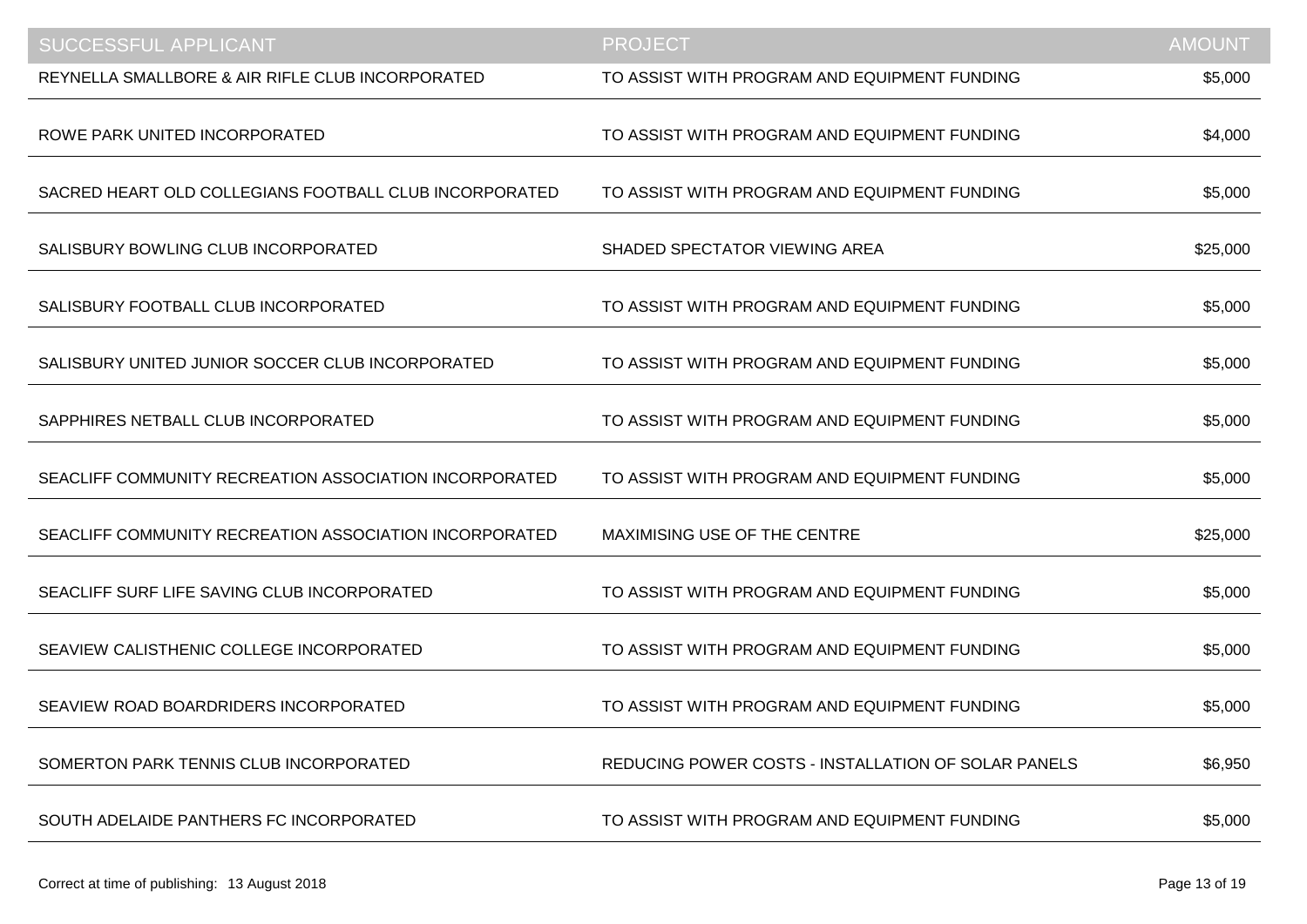| SUCCESSFUL APPLICANT | PROJECT | AMOUNT |
|---|---|---|
| REYNELLA SMALLBORE & AIR RIFLE CLUB INCORPORATED | TO ASSIST WITH PROGRAM AND EQUIPMENT FUNDING | $5,000 |
| ROWE PARK UNITED INCORPORATED | TO ASSIST WITH PROGRAM AND EQUIPMENT FUNDING | $4,000 |
| SACRED HEART OLD COLLEGIANS FOOTBALL CLUB INCORPORATED | TO ASSIST WITH PROGRAM AND EQUIPMENT FUNDING | $5,000 |
| SALISBURY BOWLING CLUB INCORPORATED | SHADED SPECTATOR VIEWING AREA | $25,000 |
| SALISBURY FOOTBALL CLUB INCORPORATED | TO ASSIST WITH PROGRAM AND EQUIPMENT FUNDING | $5,000 |
| SALISBURY UNITED JUNIOR SOCCER CLUB INCORPORATED | TO ASSIST WITH PROGRAM AND EQUIPMENT FUNDING | $5,000 |
| SAPPHIRES NETBALL CLUB INCORPORATED | TO ASSIST WITH PROGRAM AND EQUIPMENT FUNDING | $5,000 |
| SEACLIFF COMMUNITY RECREATION ASSOCIATION INCORPORATED | TO ASSIST WITH PROGRAM AND EQUIPMENT FUNDING | $5,000 |
| SEACLIFF COMMUNITY RECREATION ASSOCIATION INCORPORATED | MAXIMISING USE OF THE CENTRE | $25,000 |
| SEACLIFF SURF LIFE SAVING CLUB INCORPORATED | TO ASSIST WITH PROGRAM AND EQUIPMENT FUNDING | $5,000 |
| SEAVIEW CALISTHENIC COLLEGE INCORPORATED | TO ASSIST WITH PROGRAM AND EQUIPMENT FUNDING | $5,000 |
| SEAVIEW ROAD BOARDRIDERS INCORPORATED | TO ASSIST WITH PROGRAM AND EQUIPMENT FUNDING | $5,000 |
| SOMERTON PARK TENNIS CLUB INCORPORATED | REDUCING POWER COSTS - INSTALLATION OF SOLAR PANELS | $6,950 |
| SOUTH ADELAIDE PANTHERS FC INCORPORATED | TO ASSIST WITH PROGRAM AND EQUIPMENT FUNDING | $5,000 |

Correct at time of publishing: 13 August 2018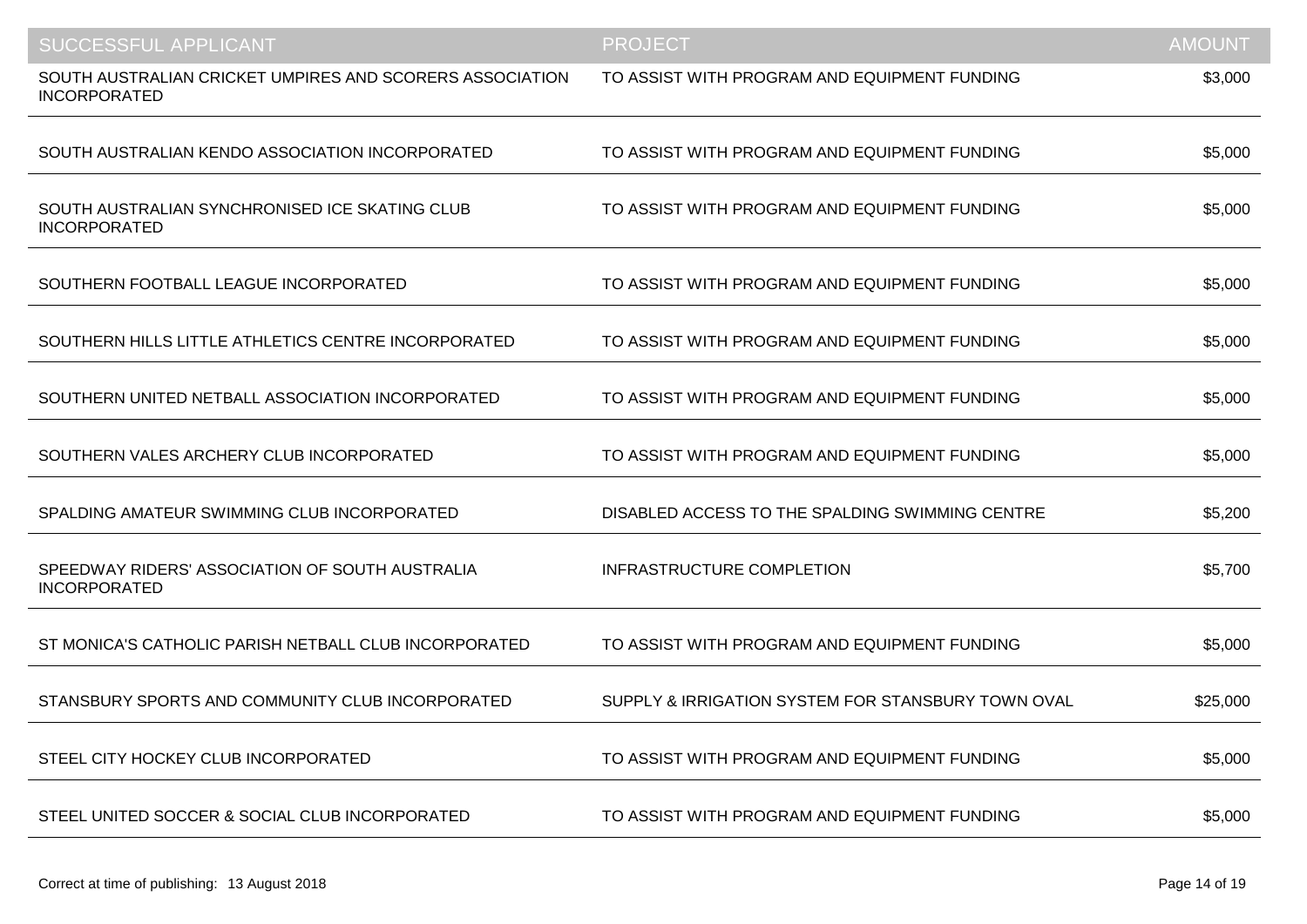| SUCCESSFUL APPLICANT | PROJECT | AMOUNT |
| --- | --- | --- |
| SOUTH AUSTRALIAN CRICKET UMPIRES AND SCORERS ASSOCIATION INCORPORATED | TO ASSIST WITH PROGRAM AND EQUIPMENT FUNDING | $3,000 |
| SOUTH AUSTRALIAN KENDO ASSOCIATION INCORPORATED | TO ASSIST WITH PROGRAM AND EQUIPMENT FUNDING | $5,000 |
| SOUTH AUSTRALIAN SYNCHRONISED ICE SKATING CLUB INCORPORATED | TO ASSIST WITH PROGRAM AND EQUIPMENT FUNDING | $5,000 |
| SOUTHERN FOOTBALL LEAGUE INCORPORATED | TO ASSIST WITH PROGRAM AND EQUIPMENT FUNDING | $5,000 |
| SOUTHERN HILLS LITTLE ATHLETICS CENTRE INCORPORATED | TO ASSIST WITH PROGRAM AND EQUIPMENT FUNDING | $5,000 |
| SOUTHERN UNITED NETBALL ASSOCIATION INCORPORATED | TO ASSIST WITH PROGRAM AND EQUIPMENT FUNDING | $5,000 |
| SOUTHERN VALES ARCHERY CLUB INCORPORATED | TO ASSIST WITH PROGRAM AND EQUIPMENT FUNDING | $5,000 |
| SPALDING AMATEUR SWIMMING CLUB INCORPORATED | DISABLED ACCESS TO THE SPALDING SWIMMING CENTRE | $5,200 |
| SPEEDWAY RIDERS' ASSOCIATION OF SOUTH AUSTRALIA INCORPORATED | INFRASTRUCTURE COMPLETION | $5,700 |
| ST MONICA'S CATHOLIC PARISH NETBALL CLUB INCORPORATED | TO ASSIST WITH PROGRAM AND EQUIPMENT FUNDING | $5,000 |
| STANSBURY SPORTS AND COMMUNITY CLUB INCORPORATED | SUPPLY & IRRIGATION SYSTEM FOR STANSBURY TOWN OVAL | $25,000 |
| STEEL CITY HOCKEY CLUB INCORPORATED | TO ASSIST WITH PROGRAM AND EQUIPMENT FUNDING | $5,000 |
| STEEL UNITED SOCCER & SOCIAL CLUB INCORPORATED | TO ASSIST WITH PROGRAM AND EQUIPMENT FUNDING | $5,000 |

Correct at time of publishing: 13 August 2018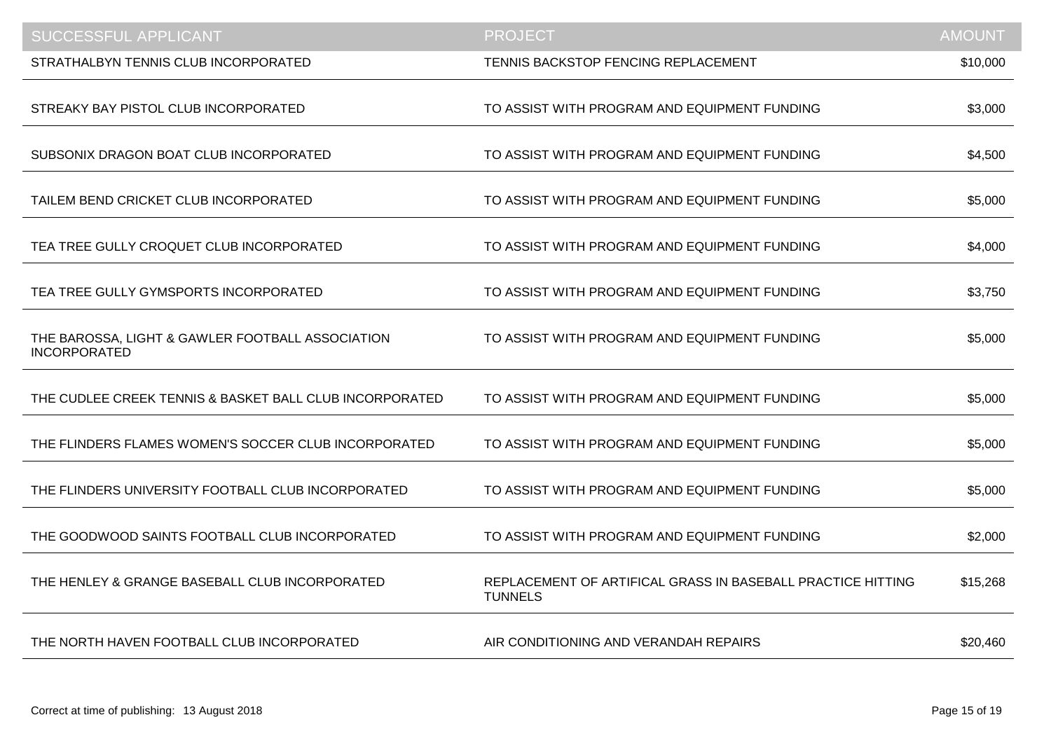| SUCCESSFUL APPLICANT | PROJECT | AMOUNT |
| --- | --- | --- |
| STRATHALBYN TENNIS CLUB INCORPORATED | TENNIS BACKSTOP FENCING REPLACEMENT | $10,000 |
| STREAKY BAY PISTOL CLUB INCORPORATED | TO ASSIST WITH PROGRAM AND EQUIPMENT FUNDING | $3,000 |
| SUBSONIX DRAGON BOAT CLUB INCORPORATED | TO ASSIST WITH PROGRAM AND EQUIPMENT FUNDING | $4,500 |
| TAILEM BEND CRICKET CLUB INCORPORATED | TO ASSIST WITH PROGRAM AND EQUIPMENT FUNDING | $5,000 |
| TEA TREE GULLY CROQUET CLUB INCORPORATED | TO ASSIST WITH PROGRAM AND EQUIPMENT FUNDING | $4,000 |
| TEA TREE GULLY GYMSPORTS INCORPORATED | TO ASSIST WITH PROGRAM AND EQUIPMENT FUNDING | $3,750 |
| THE BAROSSA, LIGHT & GAWLER FOOTBALL ASSOCIATION INCORPORATED | TO ASSIST WITH PROGRAM AND EQUIPMENT FUNDING | $5,000 |
| THE CUDLEE CREEK TENNIS & BASKET BALL CLUB INCORPORATED | TO ASSIST WITH PROGRAM AND EQUIPMENT FUNDING | $5,000 |
| THE FLINDERS FLAMES WOMEN'S SOCCER CLUB INCORPORATED | TO ASSIST WITH PROGRAM AND EQUIPMENT FUNDING | $5,000 |
| THE FLINDERS UNIVERSITY FOOTBALL CLUB INCORPORATED | TO ASSIST WITH PROGRAM AND EQUIPMENT FUNDING | $5,000 |
| THE GOODWOOD SAINTS FOOTBALL CLUB INCORPORATED | TO ASSIST WITH PROGRAM AND EQUIPMENT FUNDING | $2,000 |
| THE HENLEY & GRANGE BASEBALL CLUB INCORPORATED | REPLACEMENT OF ARTIFICAL GRASS IN BASEBALL PRACTICE HITTING TUNNELS | $15,268 |
| THE NORTH HAVEN FOOTBALL CLUB INCORPORATED | AIR CONDITIONING AND VERANDAH REPAIRS | $20,460 |

Correct at time of publishing: 13 August 2018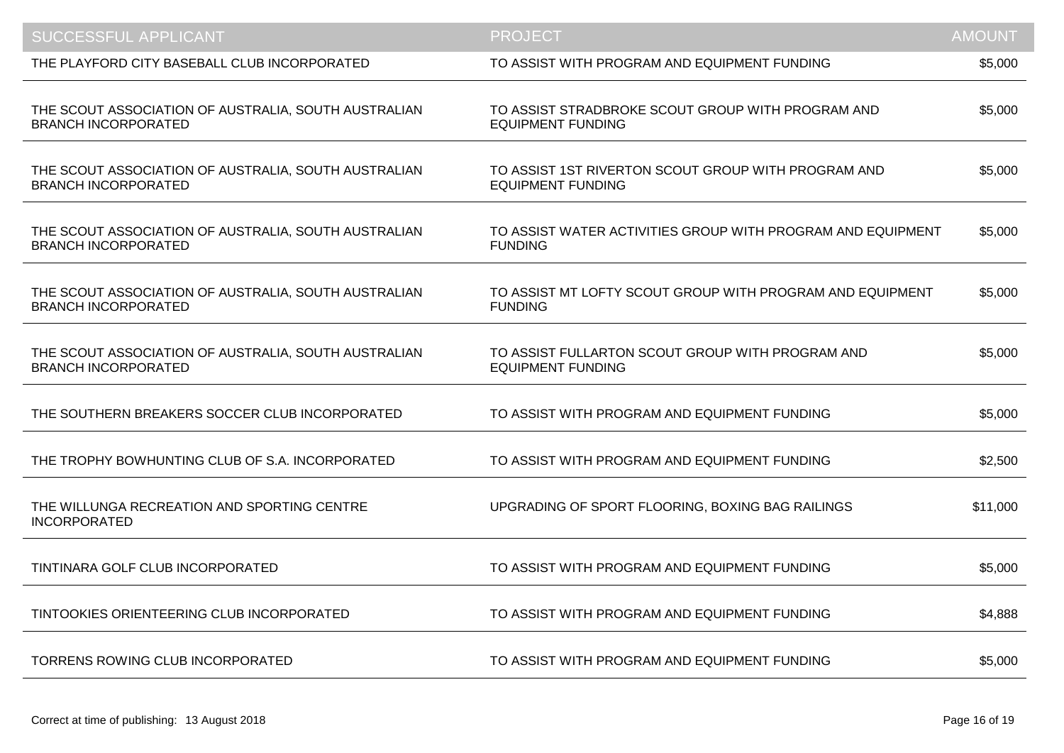| SUCCESSFUL APPLICANT | PROJECT | AMOUNT |
| --- | --- | --- |
| THE PLAYFORD CITY BASEBALL CLUB INCORPORATED | TO ASSIST WITH PROGRAM AND EQUIPMENT FUNDING | $5,000 |
| THE SCOUT ASSOCIATION OF AUSTRALIA, SOUTH AUSTRALIAN BRANCH INCORPORATED | TO ASSIST STRADBROKE SCOUT GROUP WITH PROGRAM AND EQUIPMENT FUNDING | $5,000 |
| THE SCOUT ASSOCIATION OF AUSTRALIA, SOUTH AUSTRALIAN BRANCH INCORPORATED | TO ASSIST 1ST RIVERTON SCOUT GROUP WITH PROGRAM AND EQUIPMENT FUNDING | $5,000 |
| THE SCOUT ASSOCIATION OF AUSTRALIA, SOUTH AUSTRALIAN BRANCH INCORPORATED | TO ASSIST WATER ACTIVITIES GROUP WITH PROGRAM AND EQUIPMENT FUNDING | $5,000 |
| THE SCOUT ASSOCIATION OF AUSTRALIA, SOUTH AUSTRALIAN BRANCH INCORPORATED | TO ASSIST MT LOFTY SCOUT GROUP WITH PROGRAM AND EQUIPMENT FUNDING | $5,000 |
| THE SCOUT ASSOCIATION OF AUSTRALIA, SOUTH AUSTRALIAN BRANCH INCORPORATED | TO ASSIST FULLARTON SCOUT GROUP WITH PROGRAM AND EQUIPMENT FUNDING | $5,000 |
| THE SOUTHERN BREAKERS SOCCER CLUB INCORPORATED | TO ASSIST WITH PROGRAM AND EQUIPMENT FUNDING | $5,000 |
| THE TROPHY BOWHUNTING CLUB OF S.A. INCORPORATED | TO ASSIST WITH PROGRAM AND EQUIPMENT FUNDING | $2,500 |
| THE WILLUNGA RECREATION AND SPORTING CENTRE INCORPORATED | UPGRADING OF SPORT FLOORING, BOXING BAG RAILINGS | $11,000 |
| TINTINARA GOLF CLUB INCORPORATED | TO ASSIST WITH PROGRAM AND EQUIPMENT FUNDING | $5,000 |
| TINTOOKIES ORIENTEERING CLUB INCORPORATED | TO ASSIST WITH PROGRAM AND EQUIPMENT FUNDING | $4,888 |
| TORRENS ROWING CLUB INCORPORATED | TO ASSIST WITH PROGRAM AND EQUIPMENT FUNDING | $5,000 |

Correct at time of publishing: 13 August 2018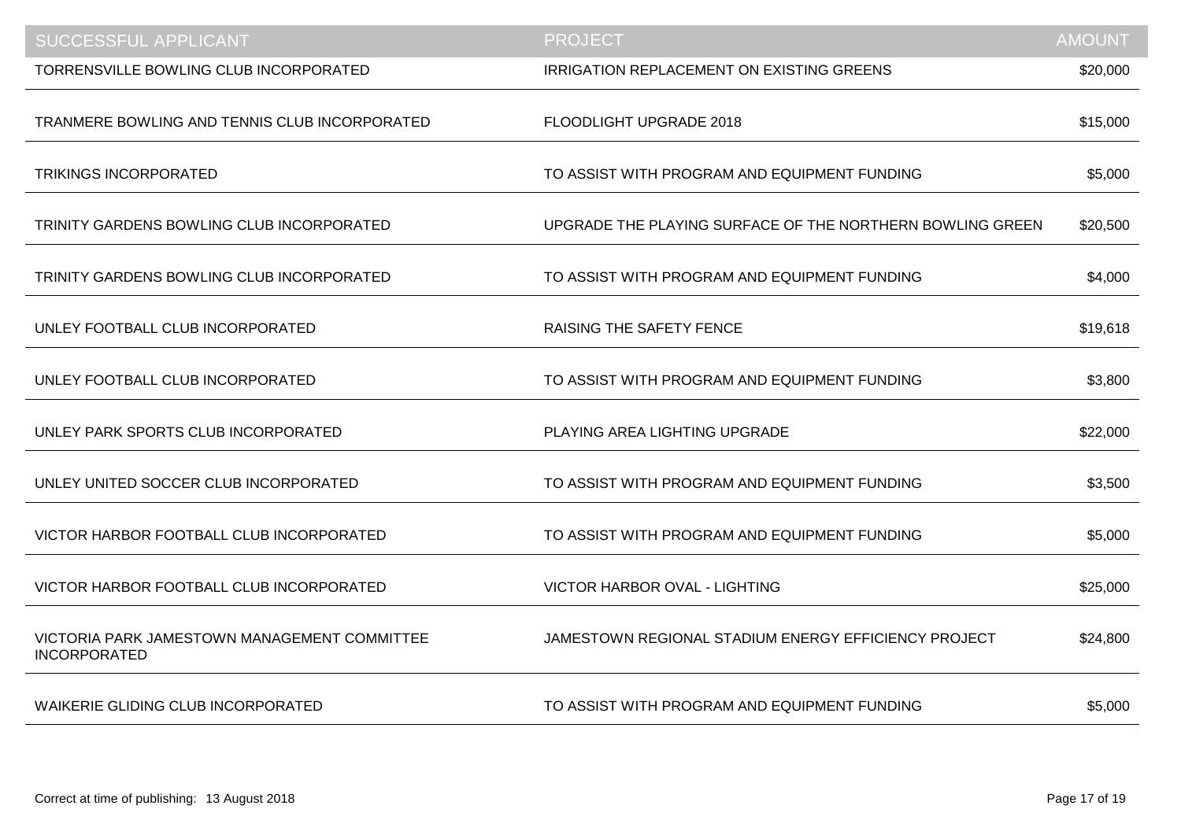| SUCCESSFUL APPLICANT | PROJECT | AMOUNT |
|---|---|---|
| TORRENSVILLE BOWLING CLUB INCORPORATED | IRRIGATION REPLACEMENT ON EXISTING GREENS | $20,000 |
| TRANMERE BOWLING AND TENNIS CLUB INCORPORATED | FLOODLIGHT UPGRADE 2018 | $15,000 |
| TRIKINGS INCORPORATED | TO ASSIST WITH PROGRAM AND EQUIPMENT FUNDING | $5,000 |
| TRINITY GARDENS BOWLING CLUB INCORPORATED | UPGRADE THE PLAYING SURFACE OF THE NORTHERN BOWLING GREEN | $20,500 |
| TRINITY GARDENS BOWLING CLUB INCORPORATED | TO ASSIST WITH PROGRAM AND EQUIPMENT FUNDING | $4,000 |
| UNLEY FOOTBALL CLUB INCORPORATED | RAISING THE SAFETY FENCE | $19,618 |
| UNLEY FOOTBALL CLUB INCORPORATED | TO ASSIST WITH PROGRAM AND EQUIPMENT FUNDING | $3,800 |
| UNLEY PARK SPORTS CLUB INCORPORATED | PLAYING AREA LIGHTING UPGRADE | $22,000 |
| UNLEY UNITED SOCCER CLUB INCORPORATED | TO ASSIST WITH PROGRAM AND EQUIPMENT FUNDING | $3,500 |
| VICTOR HARBOR FOOTBALL CLUB INCORPORATED | TO ASSIST WITH PROGRAM AND EQUIPMENT FUNDING | $5,000 |
| VICTOR HARBOR FOOTBALL CLUB INCORPORATED | VICTOR HARBOR OVAL - LIGHTING | $25,000 |
| VICTORIA PARK JAMESTOWN MANAGEMENT COMMITTEE INCORPORATED | JAMESTOWN REGIONAL STADIUM ENERGY EFFICIENCY PROJECT | $24,800 |
| WAIKERIE GLIDING CLUB INCORPORATED | TO ASSIST WITH PROGRAM AND EQUIPMENT FUNDING | $5,000 |

Correct at time of publishing: 13 August 2018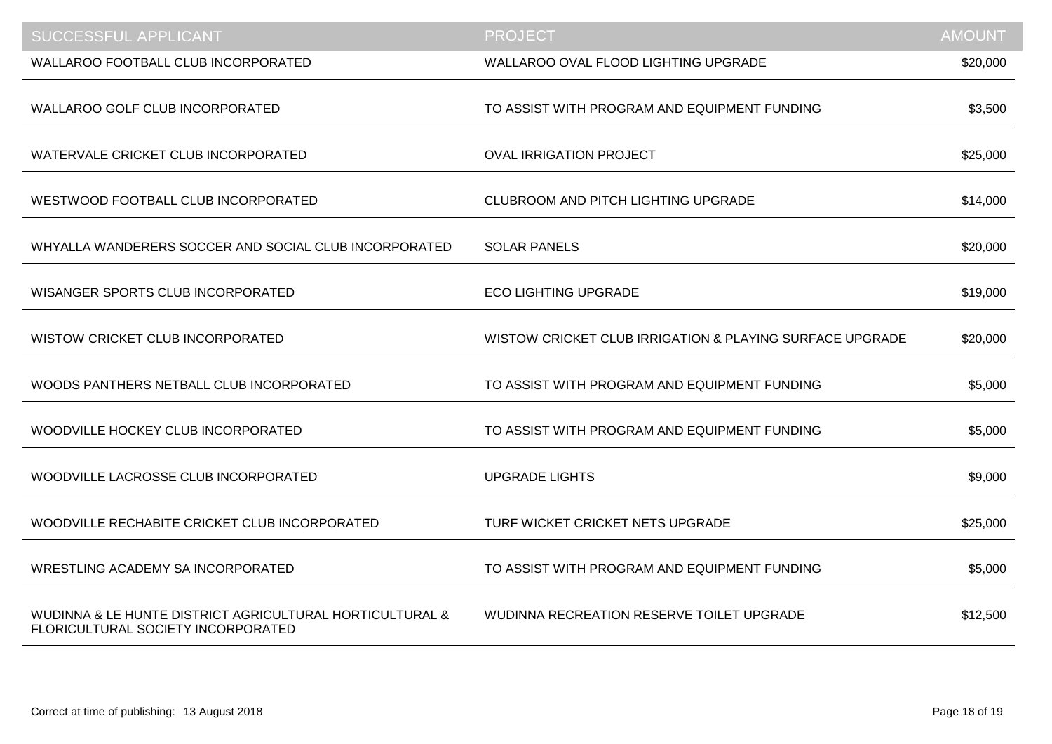| SUCCESSFUL APPLICANT | PROJECT | AMOUNT |
|---|---|---|
| WALLAROO FOOTBALL CLUB INCORPORATED | WALLAROO OVAL FLOOD LIGHTING UPGRADE | $20,000 |
| WALLAROO GOLF CLUB INCORPORATED | TO ASSIST WITH PROGRAM AND EQUIPMENT FUNDING | $3,500 |
| WATERVALE CRICKET CLUB INCORPORATED | OVAL IRRIGATION PROJECT | $25,000 |
| WESTWOOD FOOTBALL CLUB INCORPORATED | CLUBROOM AND PITCH LIGHTING UPGRADE | $14,000 |
| WHYALLA WANDERERS SOCCER AND SOCIAL CLUB INCORPORATED | SOLAR PANELS | $20,000 |
| WISANGER SPORTS CLUB INCORPORATED | ECO LIGHTING UPGRADE | $19,000 |
| WISTOW CRICKET CLUB INCORPORATED | WISTOW CRICKET CLUB IRRIGATION & PLAYING SURFACE UPGRADE | $20,000 |
| WOODS PANTHERS NETBALL CLUB INCORPORATED | TO ASSIST WITH PROGRAM AND EQUIPMENT FUNDING | $5,000 |
| WOODVILLE HOCKEY CLUB INCORPORATED | TO ASSIST WITH PROGRAM AND EQUIPMENT FUNDING | $5,000 |
| WOODVILLE LACROSSE CLUB INCORPORATED | UPGRADE LIGHTS | $9,000 |
| WOODVILLE RECHABITE CRICKET CLUB INCORPORATED | TURF WICKET CRICKET NETS UPGRADE | $25,000 |
| WRESTLING ACADEMY SA INCORPORATED | TO ASSIST WITH PROGRAM AND EQUIPMENT FUNDING | $5,000 |
| WUDINNA & LE HUNTE DISTRICT AGRICULTURAL HORTICULTURAL & FLORICULTURAL SOCIETY INCORPORATED | WUDINNA RECREATION RESERVE TOILET UPGRADE | $12,500 |

Correct at time of publishing: 13 August 2018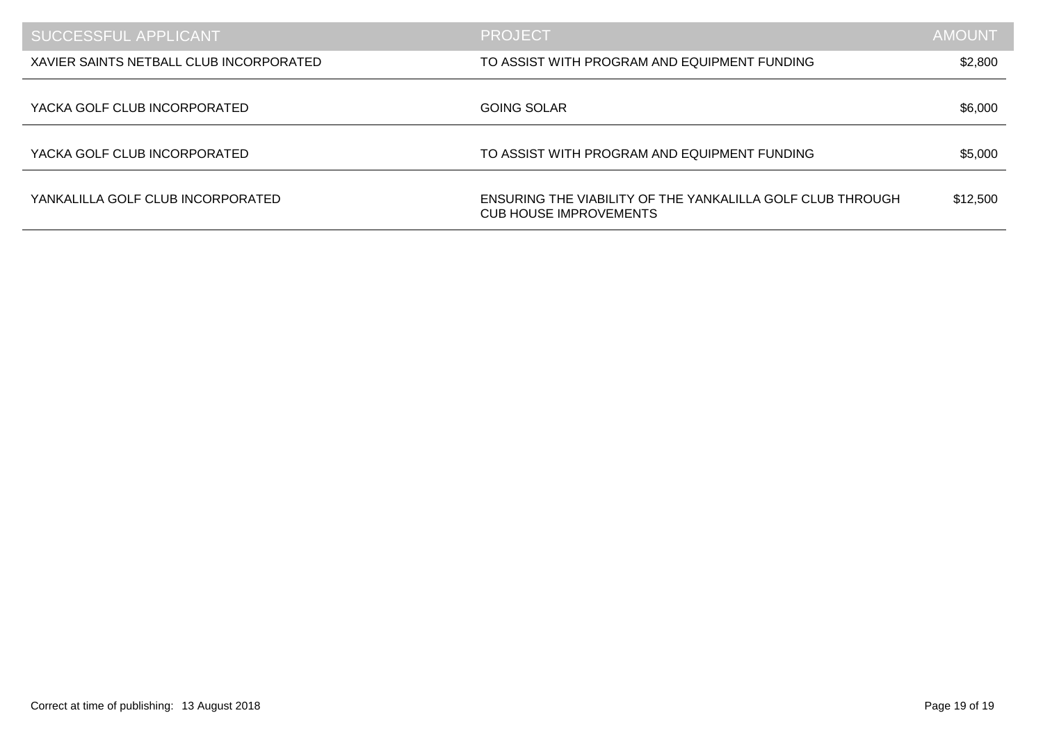| SUCCESSFUL APPLICANT | PROJECT | AMOUNT |
| --- | --- | --- |
| XAVIER SAINTS NETBALL CLUB INCORPORATED | TO ASSIST WITH PROGRAM AND EQUIPMENT FUNDING | $2,800 |
| YACKA GOLF CLUB INCORPORATED | GOING SOLAR | $6,000 |
| YACKA GOLF CLUB INCORPORATED | TO ASSIST WITH PROGRAM AND EQUIPMENT FUNDING | $5,000 |
| YANKALILLA GOLF CLUB INCORPORATED | ENSURING THE VIABILITY OF THE YANKALILLA GOLF CLUB THROUGH CUB HOUSE IMPROVEMENTS | $12,500 |

Correct at time of publishing: 13 August 2018